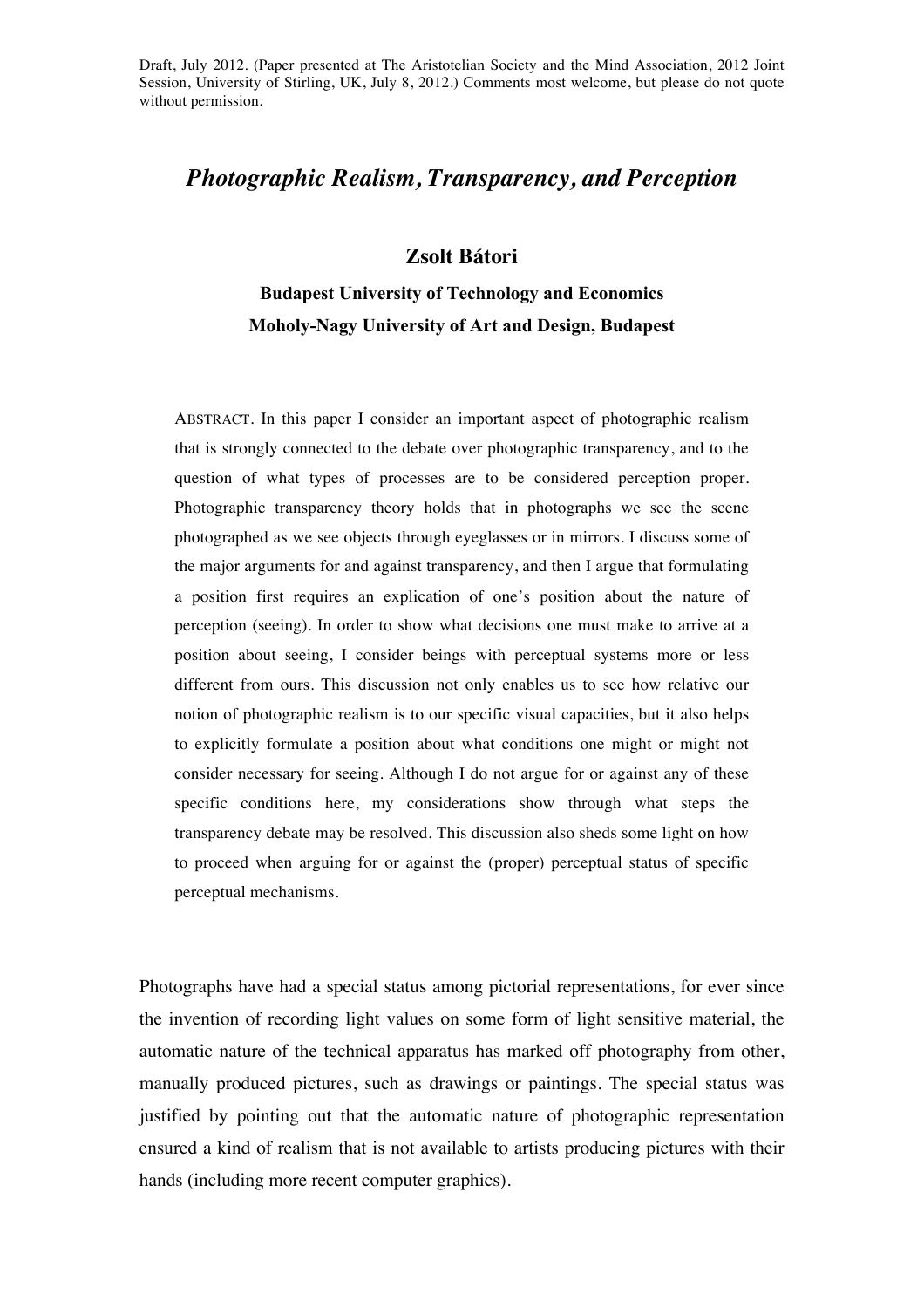Draft, July 2012. (Paper presented at The Aristotelian Society and the Mind Association, 2012 Joint Session, University of Stirling, UK, July 8, 2012.) Comments most welcome, but please do not quote without permission.

# *Photographic Realism, Transparency, and Perception*

**Zsolt Bátori**

**Budapest University of Technology and Economics**

**Moholy-Nagy University of Art and Design, Budapest**

ABSTRACT. In this paper I consider an important aspect of photographic realism that is strongly connected to the debate over photographic transparency, and to the question of what types of processes are to be considered perception proper. Photographic transparency theory holds that in photographs we see the scene photographed as we see objects through eyeglasses or in mirrors. I discuss some of the major arguments for and against transparency, and then I argue that formulating a position first requires an explication of one's position about the nature of perception (seeing). In order to show what decisions one must make to arrive at a position about seeing, I consider beings with perceptual systems more or less different from ours. This discussion not only enables us to see how relative our notion of photographic realism is to our specific visual capacities, but it also helps to explicitly formulate a position about what conditions one might or might not consider necessary for seeing. Although I do not argue for or against any of these specific conditions here, my considerations show through what steps the transparency debate may be resolved. This discussion also sheds some light on how to proceed when arguing for or against the (proper) perceptual status of specific perceptual mechanisms.

Photographs have had a special status among pictorial representations, for ever since the invention of recording light values on some form of light sensitive material, the automatic nature of the technical apparatus has marked off photography from other, manually produced pictures, such as drawings or paintings. The special status was justified by pointing out that the automatic nature of photographic representation ensured a kind of realism that is not available to artists producing pictures with their hands (including more recent computer graphics).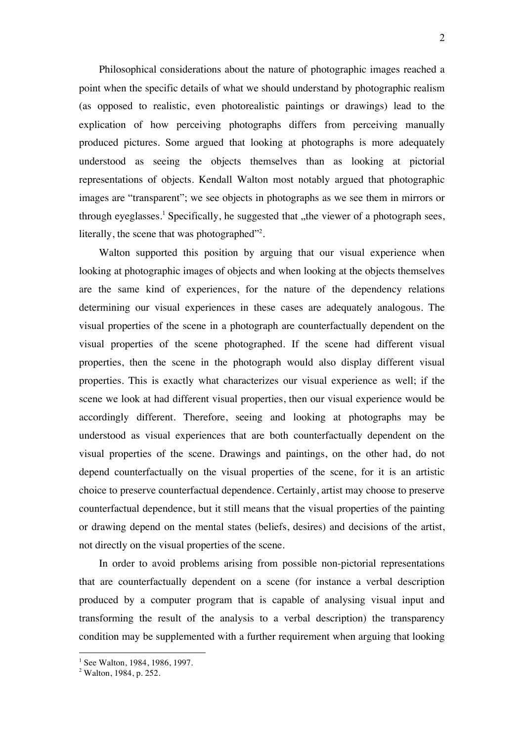Philosophical considerations about the nature of photographic images reached a point when the specific details of what we should understand by photographic realism (as opposed to realistic, even photorealistic paintings or drawings) lead to the explication of how perceiving photographs differs from perceiving manually produced pictures. Some argued that looking at photographs is more adequately understood as seeing the objects themselves than as looking at pictorial representations of objects. Kendall Walton most notably argued that photographic images are "transparent"; we see objects in photographs as we see them in mirrors or through eyeglasses.[1] Specifically, he suggested that „the viewer of a photograph sees, literally, the scene that was photographed"[2].

Walton supported this position by arguing that our visual experience when looking at photographic images of objects and when looking at the objects themselves are the same kind of experiences, for the nature of the dependency relations determining our visual experiences in these cases are adequately analogous. The visual properties of the scene in a photograph are counterfactually dependent on the visual properties of the scene photographed. If the scene had different visual properties, then the scene in the photograph would also display different visual properties. This is exactly what characterizes our visual experience as well; if the scene we look at had different visual properties, then our visual experience would be accordingly different. Therefore, seeing and looking at photographs may be understood as visual experiences that are both counterfactually dependent on the visual properties of the scene. Drawings and paintings, on the other had, do not depend counterfactually on the visual properties of the scene, for it is an artistic choice to preserve counterfactual dependence. Certainly, artist may choose to preserve counterfactual dependence, but it still means that the visual properties of the painting or drawing depend on the mental states (beliefs, desires) and decisions of the artist, not directly on the visual properties of the scene.

In order to avoid problems arising from possible non-pictorial representations that are counterfactually dependent on a scene (for instance a verbal description produced by a computer program that is capable of analysing visual input and transforming the result of the analysis to a verbal description) the transparency condition may be supplemented with a further requirement when arguing that looking

[1] See Walton, 1984, 1986, 1997.

[2] Walton, 1984, p. 252.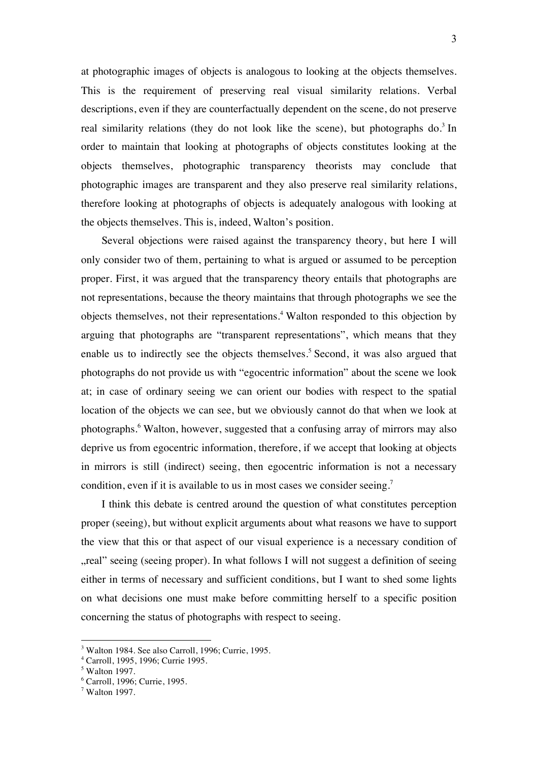at photographic images of objects is analogous to looking at the objects themselves. This is the requirement of preserving real visual similarity relations. Verbal descriptions, even if they are counterfactually dependent on the scene, do not preserve real similarity relations (they do not look like the scene), but photographs do.[3] In order to maintain that looking at photographs of objects constitutes looking at the objects themselves, photographic transparency theorists may conclude that photographic images are transparent and they also preserve real similarity relations, therefore looking at photographs of objects is adequately analogous with looking at the objects themselves. This is, indeed, Walton's position.

Several objections were raised against the transparency theory, but here I will only consider two of them, pertaining to what is argued or assumed to be perception proper. First, it was argued that the transparency theory entails that photographs are not representations, because the theory maintains that through photographs we see the objects themselves, not their representations.[4] Walton responded to this objection by arguing that photographs are "transparent representations", which means that they enable us to indirectly see the objects themselves.[5] Second, it was also argued that photographs do not provide us with "egocentric information" about the scene we look at; in case of ordinary seeing we can orient our bodies with respect to the spatial location of the objects we can see, but we obviously cannot do that when we look at photographs.[6] Walton, however, suggested that a confusing array of mirrors may also deprive us from egocentric information, therefore, if we accept that looking at objects in mirrors is still (indirect) seeing, then egocentric information is not a necessary condition, even if it is available to us in most cases we consider seeing.[7]

I think this debate is centred around the question of what constitutes perception proper (seeing), but without explicit arguments about what reasons we have to support the view that this or that aspect of our visual experience is a necessary condition of „real" seeing (seeing proper). In what follows I will not suggest a definition of seeing either in terms of necessary and sufficient conditions, but I want to shed some lights on what decisions one must make before committing herself to a specific position concerning the status of photographs with respect to seeing.

---

[3] Walton 1984. See also Carroll, 1996; Currie, 1995.

[4] Carroll, 1995, 1996; Currie 1995.

[5] Walton 1997.

[6] Carroll, 1996; Currie, 1995.

[7] Walton 1997.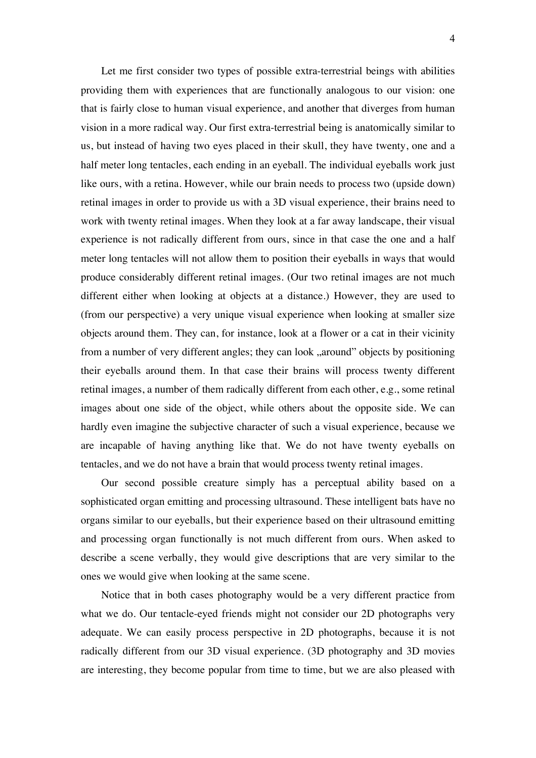Let me first consider two types of possible extra-terrestrial beings with abilities providing them with experiences that are functionally analogous to our vision: one that is fairly close to human visual experience, and another that diverges from human vision in a more radical way. Our first extra-terrestrial being is anatomically similar to us, but instead of having two eyes placed in their skull, they have twenty, one and a half meter long tentacles, each ending in an eyeball. The individual eyeballs work just like ours, with a retina. However, while our brain needs to process two (upside down) retinal images in order to provide us with a 3D visual experience, their brains need to work with twenty retinal images. When they look at a far away landscape, their visual experience is not radically different from ours, since in that case the one and a half meter long tentacles will not allow them to position their eyeballs in ways that would produce considerably different retinal images. (Our two retinal images are not much different either when looking at objects at a distance.) However, they are used to (from our perspective) a very unique visual experience when looking at smaller size objects around them. They can, for instance, look at a flower or a cat in their vicinity from a number of very different angles; they can look „around" objects by positioning their eyeballs around them. In that case their brains will process twenty different retinal images, a number of them radically different from each other, e.g., some retinal images about one side of the object, while others about the opposite side. We can hardly even imagine the subjective character of such a visual experience, because we are incapable of having anything like that. We do not have twenty eyeballs on tentacles, and we do not have a brain that would process twenty retinal images.

Our second possible creature simply has a perceptual ability based on a sophisticated organ emitting and processing ultrasound. These intelligent bats have no organs similar to our eyeballs, but their experience based on their ultrasound emitting and processing organ functionally is not much different from ours. When asked to describe a scene verbally, they would give descriptions that are very similar to the ones we would give when looking at the same scene.

Notice that in both cases photography would be a very different practice from what we do. Our tentacle-eyed friends might not consider our 2D photographs very adequate. We can easily process perspective in 2D photographs, because it is not radically different from our 3D visual experience. (3D photography and 3D movies are interesting, they become popular from time to time, but we are also pleased with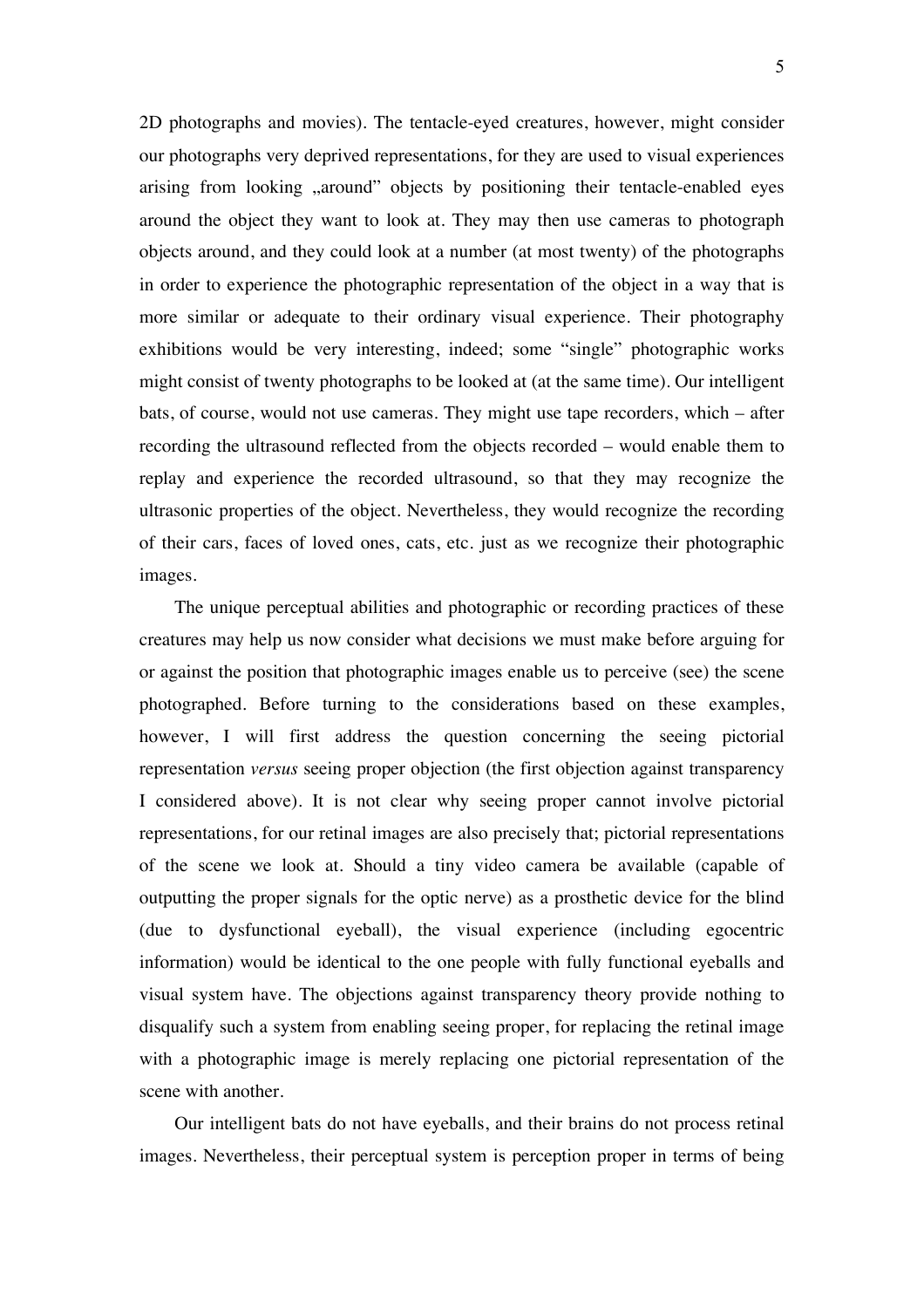2D photographs and movies). The tentacle-eyed creatures, however, might consider our photographs very deprived representations, for they are used to visual experiences arising from looking „around" objects by positioning their tentacle-enabled eyes around the object they want to look at. They may then use cameras to photograph objects around, and they could look at a number (at most twenty) of the photographs in order to experience the photographic representation of the object in a way that is more similar or adequate to their ordinary visual experience. Their photography exhibitions would be very interesting, indeed; some "single" photographic works might consist of twenty photographs to be looked at (at the same time). Our intelligent bats, of course, would not use cameras. They might use tape recorders, which – after recording the ultrasound reflected from the objects recorded – would enable them to replay and experience the recorded ultrasound, so that they may recognize the ultrasonic properties of the object. Nevertheless, they would recognize the recording of their cars, faces of loved ones, cats, etc. just as we recognize their photographic images.

The unique perceptual abilities and photographic or recording practices of these creatures may help us now consider what decisions we must make before arguing for or against the position that photographic images enable us to perceive (see) the scene photographed. Before turning to the considerations based on these examples, however, I will first address the question concerning the seeing pictorial representation *versus* seeing proper objection (the first objection against transparency I considered above). It is not clear why seeing proper cannot involve pictorial representations, for our retinal images are also precisely that; pictorial representations of the scene we look at. Should a tiny video camera be available (capable of outputting the proper signals for the optic nerve) as a prosthetic device for the blind (due to dysfunctional eyeball), the visual experience (including egocentric information) would be identical to the one people with fully functional eyeballs and visual system have. The objections against transparency theory provide nothing to disqualify such a system from enabling seeing proper, for replacing the retinal image with a photographic image is merely replacing one pictorial representation of the scene with another.

Our intelligent bats do not have eyeballs, and their brains do not process retinal images. Nevertheless, their perceptual system is perception proper in terms of being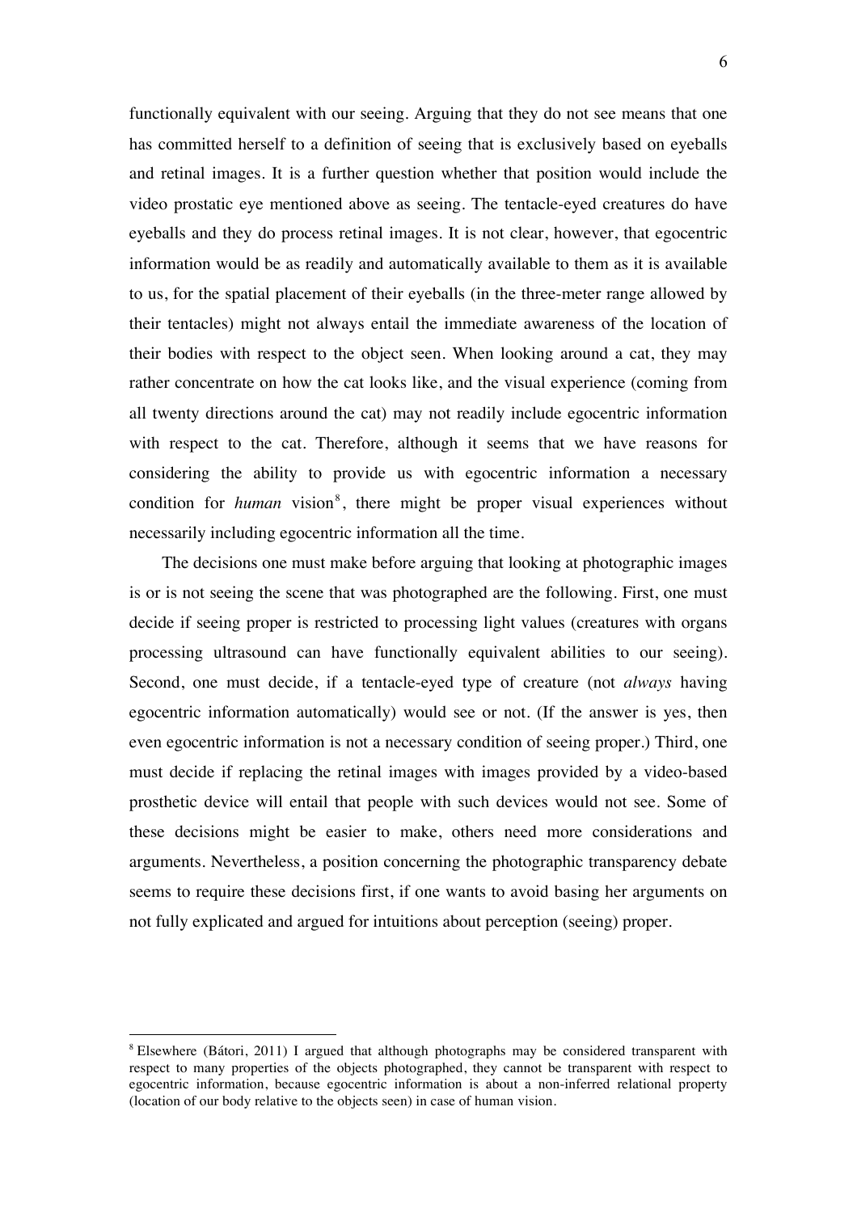functionally equivalent with our seeing. Arguing that they do not see means that one has committed herself to a definition of seeing that is exclusively based on eyeballs and retinal images. It is a further question whether that position would include the video prostatic eye mentioned above as seeing. The tentacle-eyed creatures do have eyeballs and they do process retinal images. It is not clear, however, that egocentric information would be as readily and automatically available to them as it is available to us, for the spatial placement of their eyeballs (in the three-meter range allowed by their tentacles) might not always entail the immediate awareness of the location of their bodies with respect to the object seen. When looking around a cat, they may rather concentrate on how the cat looks like, and the visual experience (coming from all twenty directions around the cat) may not readily include egocentric information with respect to the cat. Therefore, although it seems that we have reasons for considering the ability to provide us with egocentric information a necessary condition for *human* vision[8], there might be proper visual experiences without necessarily including egocentric information all the time.

The decisions one must make before arguing that looking at photographic images is or is not seeing the scene that was photographed are the following. First, one must decide if seeing proper is restricted to processing light values (creatures with organs processing ultrasound can have functionally equivalent abilities to our seeing). Second, one must decide, if a tentacle-eyed type of creature (not *always* having egocentric information automatically) would see or not. (If the answer is yes, then even egocentric information is not a necessary condition of seeing proper.) Third, one must decide if replacing the retinal images with images provided by a video-based prosthetic device will entail that people with such devices would not see. Some of these decisions might be easier to make, others need more considerations and arguments. Nevertheless, a position concerning the photographic transparency debate seems to require these decisions first, if one wants to avoid basing her arguments on not fully explicated and argued for intuitions about perception (seeing) proper.

---

[8] Elsewhere (Bátori, 2011) I argued that although photographs may be considered transparent with respect to many properties of the objects photographed, they cannot be transparent with respect to egocentric information, because egocentric information is about a non-inferred relational property (location of our body relative to the objects seen) in case of human vision.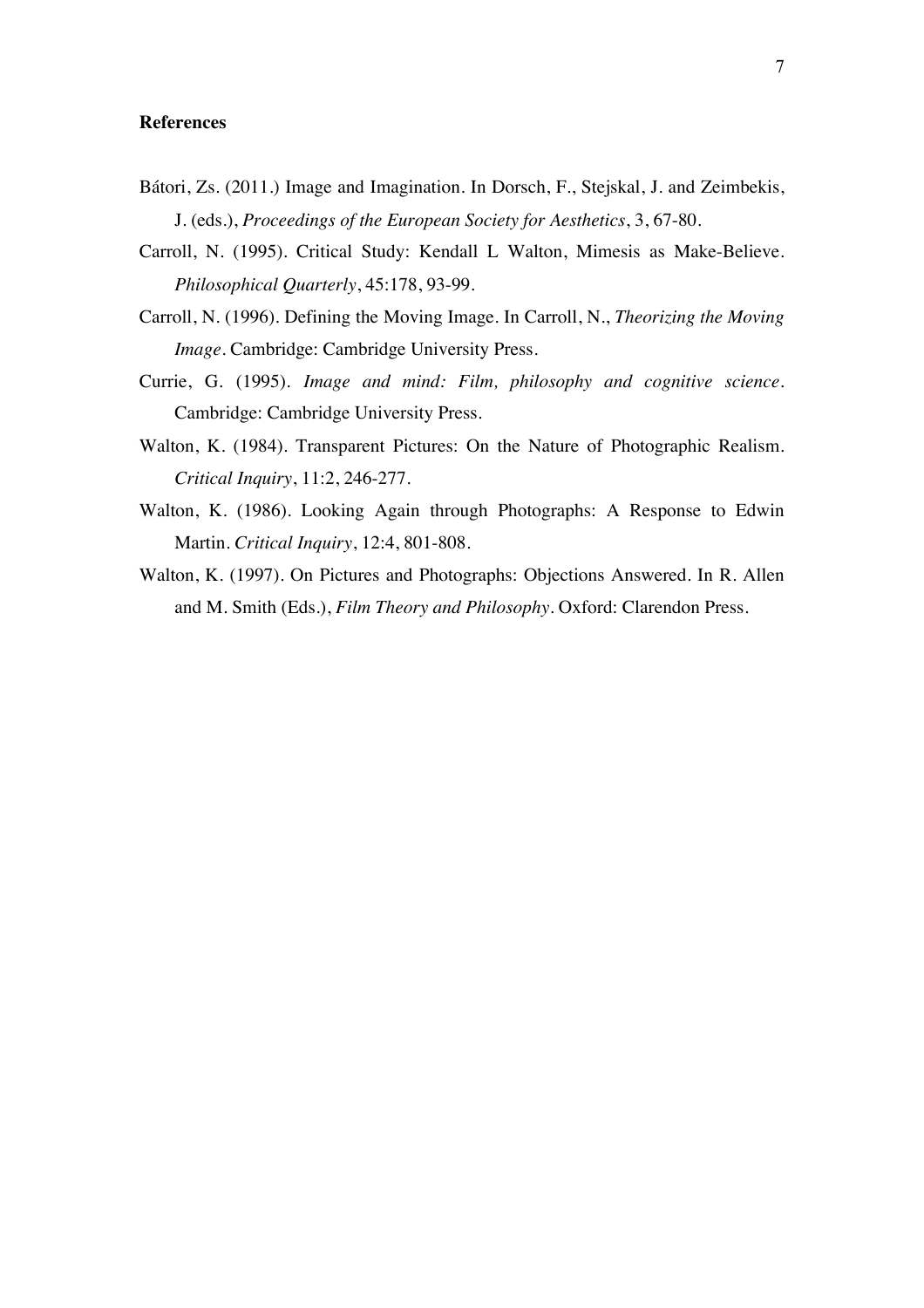**References**

Bátori, Zs. (2011.) Image and Imagination. In Dorsch, F., Stejskal, J. and Zeimbekis, J. (eds.), *Proceedings of the European Society for Aesthetics*, 3, 67-80.

Carroll, N. (1995). Critical Study: Kendall L Walton, Mimesis as Make-Believe. *Philosophical Quarterly*, 45:178, 93-99.

Carroll, N. (1996). Defining the Moving Image. In Carroll, N., *Theorizing the Moving Image*. Cambridge: Cambridge University Press.

Currie, G. (1995). *Image and mind: Film, philosophy and cognitive science*. Cambridge: Cambridge University Press.

Walton, K. (1984). Transparent Pictures: On the Nature of Photographic Realism. *Critical Inquiry*, 11:2, 246-277.

Walton, K. (1986). Looking Again through Photographs: A Response to Edwin Martin. *Critical Inquiry*, 12:4, 801-808.

Walton, K. (1997). On Pictures and Photographs: Objections Answered. In R. Allen and M. Smith (Eds.), *Film Theory and Philosophy*. Oxford: Clarendon Press.